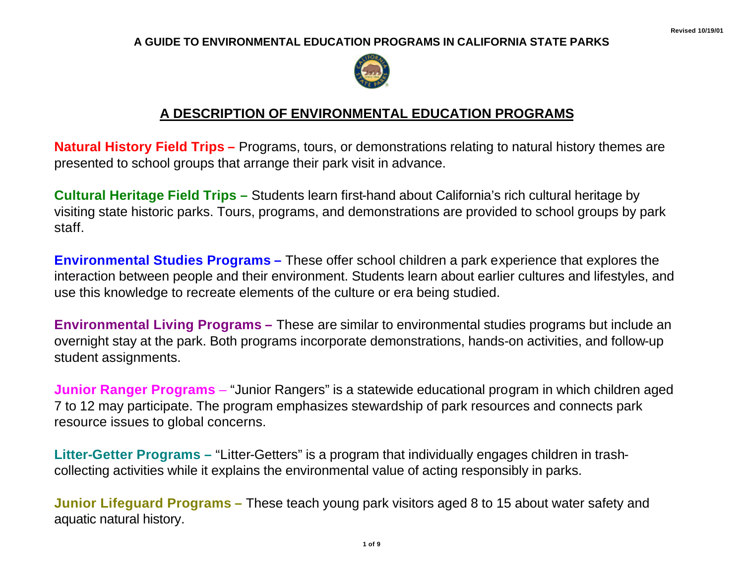# A GUIDE TO ENVIRONMENTAL EDUCATION PROGRAMS IN CALIFORNIA STATE PARKS

## A DESCRIPTION OF ENVIRONMENTAL EDUCATION PROGRAMS

**Natural History Field Trips –** Programs, tours, or demonstrations relating to natural history themes are presented to school groups that arrange their park visit in advance.

**Cultural Heritage Field Trips –** Students learn first-hand about California's rich cultural heritage by visiting state historic parks. Tours, programs, and demonstrations are provided to school groups by park staff.

**Environmental Studies Programs –** These offer school children a park experience that explores the interaction between people and their environment. Students learn about earlier cultures and lifestyles, and use this knowledge to recreate elements of the culture or era being studied.

**Environmental Living Programs –** These are similar to environmental studies programs but include an overnight stay at the park. Both programs incorporate demonstrations, hands-on activities, and follow-up student assignments.

**Junior Ranger Programs** – "Junior Rangers" is a statewide educational program in which children aged 7 to 12 may participate. The program emphasizes stewardship of park resources and connects park resource issues to global concerns.

**Litter-Getter Programs –** "Litter-Getters" is a program that individually engages children in trash-collecting activities while it explains the environmental value of acting responsibly in parks.

**Junior Lifeguard Programs –** These teach young park visitors aged 8 to 15 about water safety and aquatic natural history.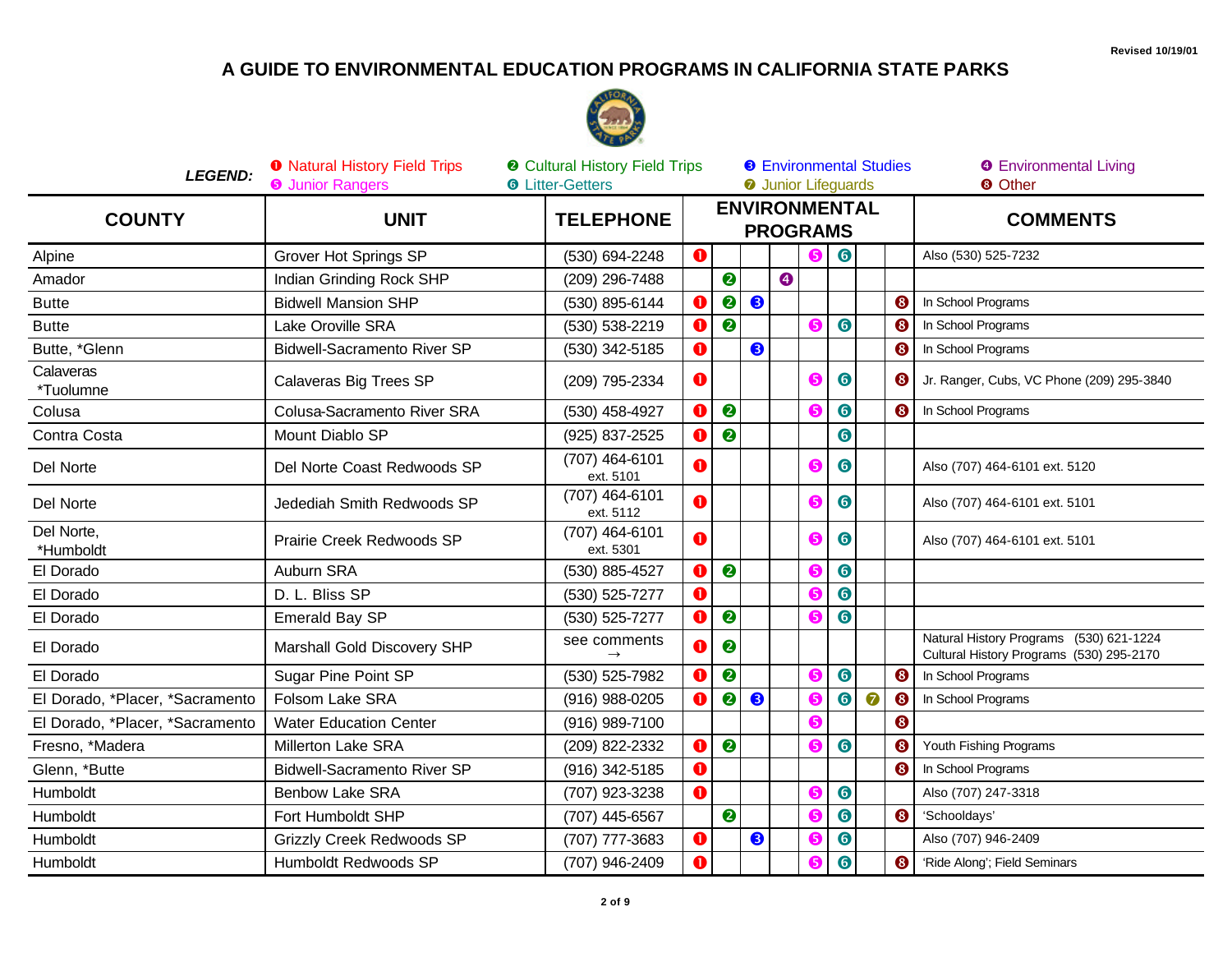Revised 10/19/01

# A GUIDE TO ENVIRONMENTAL EDUCATION PROGRAMS IN CALIFORNIA STATE PARKS

***LEGEND:*** ❶ Natural History Field Trips ❷ Cultural History Field Trips ❸ Environmental Studies ❹ Environmental Living ❺ Junior Rangers ❻ Litter-Getters ❼ Junior Lifeguards ❽ Other

| COUNTY | UNIT | TELEPHONE | ENVIRONMENTAL PROGRAMS | | | | | | | | COMMENTS |
|---|---|---|---|---|---|---|---|---|---|---|---|
| Alpine | Grover Hot Springs SP | (530) 694-2248 | ❶ | | | | ❺ | ❻ | | | Also (530) 525-7232 |
| Amador | Indian Grinding Rock SHP | (209) 296-7488 | | ❷ | | ❹ | | | | | |
| Butte | Bidwell Mansion SHP | (530) 895-6144 | ❶ | ❷ | ❸ | | | | | ❽ | In School Programs |
| Butte | Lake Oroville SRA | (530) 538-2219 | ❶ | ❷ | | | ❺ | ❻ | | ❽ | In School Programs |
| Butte, *Glenn | Bidwell-Sacramento River SP | (530) 342-5185 | ❶ | | ❸ | | | | | ❽ | In School Programs |
| Calaveras *Tuolumne | Calaveras Big Trees SP | (209) 795-2334 | ❶ | | | | ❺ | ❻ | | ❽ | Jr. Ranger, Cubs, VC Phone (209) 295-3840 |
| Colusa | Colusa-Sacramento River SRA | (530) 458-4927 | ❶ | ❷ | | | ❺ | ❻ | | ❽ | In School Programs |
| Contra Costa | Mount Diablo SP | (925) 837-2525 | ❶ | ❷ | | | | ❻ | | | |
| Del Norte | Del Norte Coast Redwoods SP | (707) 464-6101 ext. 5101 | ❶ | | | | ❺ | ❻ | | | Also (707) 464-6101 ext. 5120 |
| Del Norte | Jedediah Smith Redwoods SP | (707) 464-6101 ext. 5112 | ❶ | | | | ❺ | ❻ | | | Also (707) 464-6101 ext. 5101 |
| Del Norte, *Humboldt | Prairie Creek Redwoods SP | (707) 464-6101 ext. 5301 | ❶ | | | | ❺ | ❻ | | | Also (707) 464-6101 ext. 5101 |
| El Dorado | Auburn SRA | (530) 885-4527 | ❶ | ❷ | | | ❺ | ❻ | | | |
| El Dorado | D. L. Bliss SP | (530) 525-7277 | ❶ | | | | ❺ | ❻ | | | |
| El Dorado | Emerald Bay SP | (530) 525-7277 | ❶ | ❷ | | | ❺ | ❻ | | | |
| El Dorado | Marshall Gold Discovery SHP | see comments → | ❶ | ❷ | | | | | | | Natural History Programs (530) 621-1224 Cultural History Programs (530) 295-2170 |
| El Dorado | Sugar Pine Point SP | (530) 525-7982 | ❶ | ❷ | | | ❺ | ❻ | | ❽ | In School Programs |
| El Dorado, *Placer, *Sacramento | Folsom Lake SRA | (916) 988-0205 | ❶ | ❷ | ❸ | | ❺ | ❻ | ❼ | ❽ | In School Programs |
| El Dorado, *Placer, *Sacramento | Water Education Center | (916) 989-7100 | | | | | ❺ | | | ❽ | |
| Fresno, *Madera | Millerton Lake SRA | (209) 822-2332 | ❶ | ❷ | | | ❺ | ❻ | | ❽ | Youth Fishing Programs |
| Glenn, *Butte | Bidwell-Sacramento River SP | (916) 342-5185 | ❶ | | | | | | | ❽ | In School Programs |
| Humboldt | Benbow Lake SRA | (707) 923-3238 | ❶ | | | | ❺ | ❻ | | | Also (707) 247-3318 |
| Humboldt | Fort Humboldt SHP | (707) 445-6567 | | ❷ | | | ❺ | ❻ | | ❽ | 'Schooldays' |
| Humboldt | Grizzly Creek Redwoods SP | (707) 777-3683 | ❶ | | ❸ | | ❺ | ❻ | | | Also (707) 946-2409 |
| Humboldt | Humboldt Redwoods SP | (707) 946-2409 | ❶ | | | | ❺ | ❻ | | ❽ | 'Ride Along'; Field Seminars |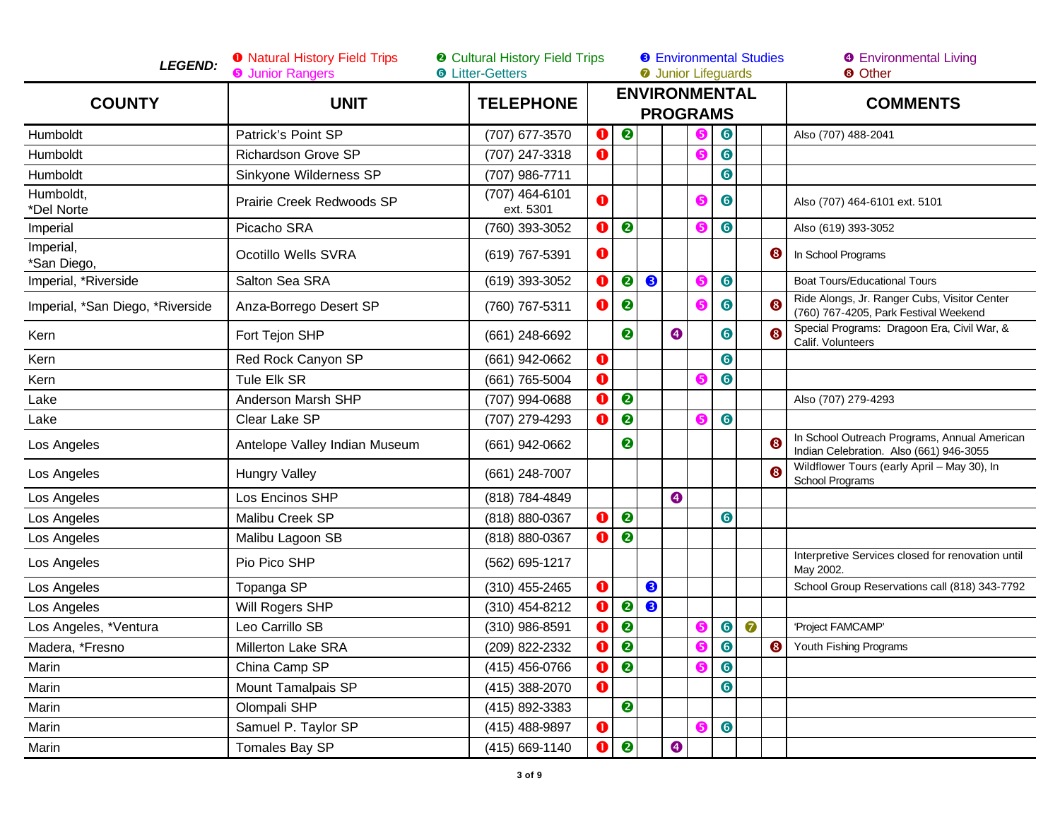**LEGEND:** ❶ Natural History Field Trips ❷ Cultural History Field Trips ❸ Environmental Studies ❹ Environmental Living ❺ Junior Rangers ❻ Litter-Getters ❼ Junior Lifeguards ❽ Other

| COUNTY | UNIT | TELEPHONE | ENVIRONMENTAL PROGRAMS | | | | | | | | COMMENTS |
|---|---|---|---|---|---|---|---|---|---|---|---|
| Humboldt | Patrick's Point SP | (707) 677-3570 | ❶ | ❷ | | | ❺ | ❻ | | | Also (707) 488-2041 |
| Humboldt | Richardson Grove SP | (707) 247-3318 | ❶ | | | | ❺ | ❻ | | | |
| Humboldt | Sinkyone Wilderness SP | (707) 986-7711 | | | | | | ❻ | | | |
| Humboldt, *Del Norte | Prairie Creek Redwoods SP | (707) 464-6101 ext. 5301 | ❶ | | | | ❺ | ❻ | | | Also (707) 464-6101 ext. 5101 |
| Imperial | Picacho SRA | (760) 393-3052 | ❶ | ❷ | | | ❺ | ❻ | | | Also (619) 393-3052 |
| Imperial, *San Diego, | Ocotillo Wells SVRA | (619) 767-5391 | ❶ | | | | | | | ❽ | In School Programs |
| Imperial, *Riverside | Salton Sea SRA | (619) 393-3052 | ❶ | ❷ | ❸ | | ❺ | ❻ | | | Boat Tours/Educational Tours |
| Imperial, *San Diego, *Riverside | Anza-Borrego Desert SP | (760) 767-5311 | ❶ | ❷ | | | ❺ | ❻ | | ❽ | Ride Alongs, Jr. Ranger Cubs, Visitor Center (760) 767-4205, Park Festival Weekend |
| Kern | Fort Tejon SHP | (661) 248-6692 | | ❷ | | ❹ | | ❻ | | ❽ | Special Programs: Dragoon Era, Civil War, & Calif. Volunteers |
| Kern | Red Rock Canyon SP | (661) 942-0662 | ❶ | | | | | ❻ | | | |
| Kern | Tule Elk SR | (661) 765-5004 | ❶ | | | | ❺ | ❻ | | | |
| Lake | Anderson Marsh SHP | (707) 994-0688 | ❶ | ❷ | | | | | | | Also (707) 279-4293 |
| Lake | Clear Lake SP | (707) 279-4293 | ❶ | ❷ | | | ❺ | ❻ | | | |
| Los Angeles | Antelope Valley Indian Museum | (661) 942-0662 | | ❷ | | | | | | ❽ | In School Outreach Programs, Annual American Indian Celebration. Also (661) 946-3055 |
| Los Angeles | Hungry Valley | (661) 248-7007 | | | | | | | | ❽ | Wildflower Tours (early April – May 30), In School Programs |
| Los Angeles | Los Encinos SHP | (818) 784-4849 | | | | ❹ | | | | | |
| Los Angeles | Malibu Creek SP | (818) 880-0367 | ❶ | ❷ | | | | ❻ | | | |
| Los Angeles | Malibu Lagoon SB | (818) 880-0367 | ❶ | ❷ | | | | | | | |
| Los Angeles | Pio Pico SHP | (562) 695-1217 | | | | | | | | | Interpretive Services closed for renovation until May 2002. |
| Los Angeles | Topanga SP | (310) 455-2465 | ❶ | | ❸ | | | | | | School Group Reservations call (818) 343-7792 |
| Los Angeles | Will Rogers SHP | (310) 454-8212 | ❶ | ❷ | ❸ | | | | | | |
| Los Angeles, *Ventura | Leo Carrillo SB | (310) 986-8591 | ❶ | ❷ | | | ❺ | ❻ | ❼ | | 'Project FAMCAMP' |
| Madera, *Fresno | Millerton Lake SRA | (209) 822-2332 | ❶ | ❷ | | | ❺ | ❻ | | ❽ | Youth Fishing Programs |
| Marin | China Camp SP | (415) 456-0766 | ❶ | ❷ | | | ❺ | ❻ | | | |
| Marin | Mount Tamalpais SP | (415) 388-2070 | ❶ | | | | | ❻ | | | |
| Marin | Olompali SHP | (415) 892-3383 | | ❷ | | | | | | | |
| Marin | Samuel P. Taylor SP | (415) 488-9897 | ❶ | | | | ❺ | ❻ | | | |
| Marin | Tomales Bay SP | (415) 669-1140 | ❶ | ❷ | | ❹ | | | | | |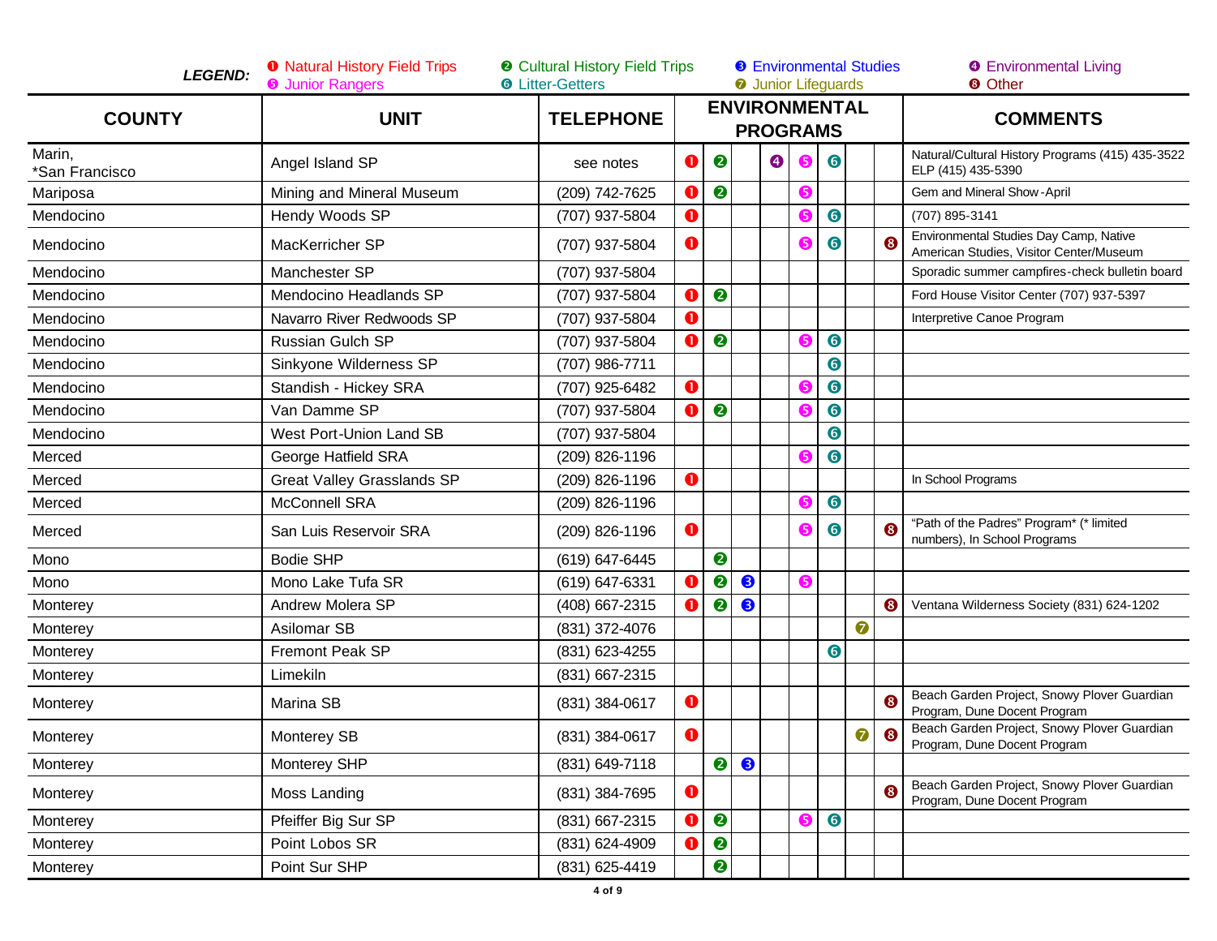**LEGEND:** ❶ Natural History Field Trips ❷ Cultural History Field Trips ❸ Environmental Studies ❹ Environmental Living ❺ Junior Rangers ❻ Litter-Getters ❼ Junior Lifeguards ❽ Other

| COUNTY | UNIT | TELEPHONE | ENVIRONMENTAL PROGRAMS | | | | | | | | COMMENTS |
|---|---|---|---|---|---|---|---|---|---|---|---|
| Marin, *San Francisco | Angel Island SP | see notes | ❶ | ❷ | | ❹ | ❺ | ❻ | | | Natural/Cultural History Programs (415) 435-3522 ELP (415) 435-5390 |
| Mariposa | Mining and Mineral Museum | (209) 742-7625 | ❶ | ❷ | | | ❺ | | | | Gem and Mineral Show-April |
| Mendocino | Hendy Woods SP | (707) 937-5804 | ❶ | | | | ❺ | ❻ | | | (707) 895-3141 |
| Mendocino | MacKerricher SP | (707) 937-5804 | ❶ | | | | ❺ | ❻ | | ❽ | Environmental Studies Day Camp, Native American Studies, Visitor Center/Museum |
| Mendocino | Manchester SP | (707) 937-5804 | | | | | | | | | Sporadic summer campfires-check bulletin board |
| Mendocino | Mendocino Headlands SP | (707) 937-5804 | ❶ | ❷ | | | | | | | Ford House Visitor Center (707) 937-5397 |
| Mendocino | Navarro River Redwoods SP | (707) 937-5804 | ❶ | | | | | | | | Interpretive Canoe Program |
| Mendocino | Russian Gulch SP | (707) 937-5804 | ❶ | ❷ | | | ❺ | ❻ | | | |
| Mendocino | Sinkyone Wilderness SP | (707) 986-7711 | | | | | | ❻ | | | |
| Mendocino | Standish - Hickey SRA | (707) 925-6482 | ❶ | | | | ❺ | ❻ | | | |
| Mendocino | Van Damme SP | (707) 937-5804 | ❶ | ❷ | | | ❺ | ❻ | | | |
| Mendocino | West Port-Union Land SB | (707) 937-5804 | | | | | | ❻ | | | |
| Merced | George Hatfield SRA | (209) 826-1196 | | | | | ❺ | ❻ | | | |
| Merced | Great Valley Grasslands SP | (209) 826-1196 | ❶ | | | | | | | | In School Programs |
| Merced | McConnell SRA | (209) 826-1196 | | | | | ❺ | ❻ | | | |
| Merced | San Luis Reservoir SRA | (209) 826-1196 | ❶ | | | | ❺ | ❻ | | ❽ | "Path of the Padres" Program* (* limited numbers), In School Programs |
| Mono | Bodie SHP | (619) 647-6445 | | ❷ | | | | | | | |
| Mono | Mono Lake Tufa SR | (619) 647-6331 | ❶ | ❷ | ❸ | | ❺ | | | | |
| Monterey | Andrew Molera SP | (408) 667-2315 | ❶ | ❷ | ❸ | | | | | ❽ | Ventana Wilderness Society (831) 624-1202 |
| Monterey | Asilomar SB | (831) 372-4076 | | | | | | | ❼ | | |
| Monterey | Fremont Peak SP | (831) 623-4255 | | | | | | ❻ | | | |
| Monterey | Limekiln | (831) 667-2315 | | | | | | | | | |
| Monterey | Marina SB | (831) 384-0617 | ❶ | | | | | | | ❽ | Beach Garden Project, Snowy Plover Guardian Program, Dune Docent Program |
| Monterey | Monterey SB | (831) 384-0617 | ❶ | | | | | | ❼ | ❽ | Beach Garden Project, Snowy Plover Guardian Program, Dune Docent Program |
| Monterey | Monterey SHP | (831) 649-7118 | | ❷ | ❸ | | | | | | |
| Monterey | Moss Landing | (831) 384-7695 | ❶ | | | | | | | ❽ | Beach Garden Project, Snowy Plover Guardian Program, Dune Docent Program |
| Monterey | Pfeiffer Big Sur SP | (831) 667-2315 | ❶ | ❷ | | | ❺ | ❻ | | | |
| Monterey | Point Lobos SR | (831) 624-4909 | ❶ | ❷ | | | | | | | |
| Monterey | Point Sur SHP | (831) 625-4419 | | ❷ | | | | | | | |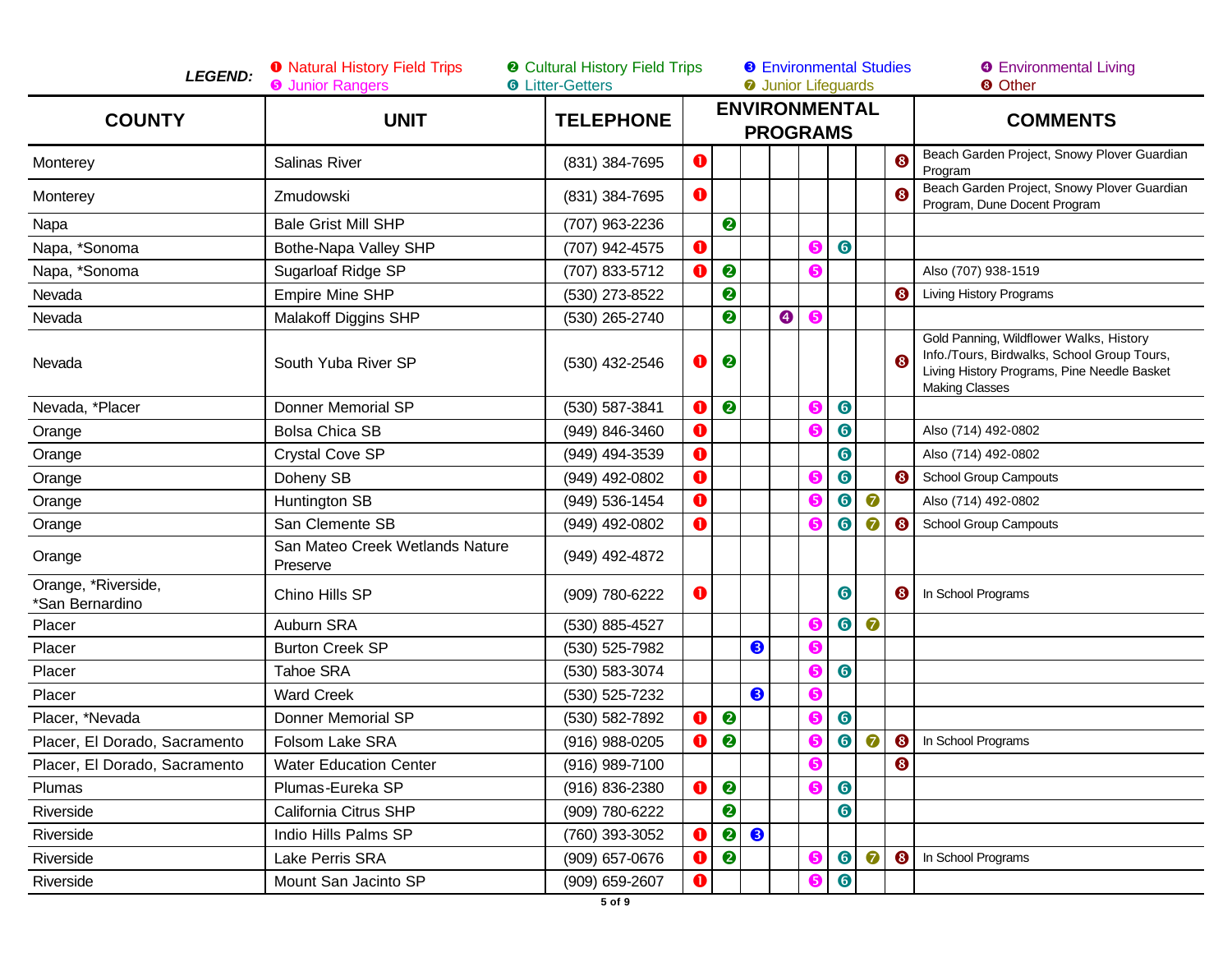**LEGEND:** ❶ Natural History Field Trips ❷ Cultural History Field Trips ❸ Environmental Studies ❹ Environmental Living ❺ Junior Rangers ❻ Litter-Getters ❼ Junior Lifeguards ❽ Other

| COUNTY | UNIT | TELEPHONE | ENVIRONMENTAL PROGRAMS | | | | | | | | COMMENTS |
|---|---|---|---|---|---|---|---|---|---|---|---|
| Monterey | Salinas River | (831) 384-7695 | ❶ | | | | | | | ❽ | Beach Garden Project, Snowy Plover Guardian Program |
| Monterey | Zmudowski | (831) 384-7695 | ❶ | | | | | | | ❽ | Beach Garden Project, Snowy Plover Guardian Program, Dune Docent Program |
| Napa | Bale Grist Mill SHP | (707) 963-2236 | | ❷ | | | | | | | |
| Napa, *Sonoma | Bothe-Napa Valley SHP | (707) 942-4575 | ❶ | | | | ❺ | ❻ | | | |
| Napa, *Sonoma | Sugarloaf Ridge SP | (707) 833-5712 | ❶ | ❷ | | | ❺ | | | | Also (707) 938-1519 |
| Nevada | Empire Mine SHP | (530) 273-8522 | | ❷ | | | | | | ❽ | Living History Programs |
| Nevada | Malakoff Diggins SHP | (530) 265-2740 | | ❷ | | ❹ | ❺ | | | | |
| Nevada | South Yuba River SP | (530) 432-2546 | ❶ | ❷ | | | | | | ❽ | Gold Panning, Wildflower Walks, History Info./Tours, Birdwalks, School Group Tours, Living History Programs, Pine Needle Basket Making Classes |
| Nevada, *Placer | Donner Memorial SP | (530) 587-3841 | ❶ | ❷ | | | ❺ | ❻ | | | |
| Orange | Bolsa Chica SB | (949) 846-3460 | ❶ | | | | ❺ | ❻ | | | Also (714) 492-0802 |
| Orange | Crystal Cove SP | (949) 494-3539 | ❶ | | | | | ❻ | | | Also (714) 492-0802 |
| Orange | Doheny SB | (949) 492-0802 | ❶ | | | | ❺ | ❻ | | ❽ | School Group Campouts |
| Orange | Huntington SB | (949) 536-1454 | ❶ | | | | ❺ | ❻ | ❼ | | Also (714) 492-0802 |
| Orange | San Clemente SB | (949) 492-0802 | ❶ | | | | ❺ | ❻ | ❼ | ❽ | School Group Campouts |
| Orange | San Mateo Creek Wetlands Nature Preserve | (949) 492-4872 | | | | | | | | | |
| Orange, *Riverside, *San Bernardino | Chino Hills SP | (909) 780-6222 | ❶ | | | | | ❻ | | ❽ | In School Programs |
| Placer | Auburn SRA | (530) 885-4527 | | | | | ❺ | ❻ | ❼ | | |
| Placer | Burton Creek SP | (530) 525-7982 | | | ❸ | | ❺ | | | | |
| Placer | Tahoe SRA | (530) 583-3074 | | | | | ❺ | ❻ | | | |
| Placer | Ward Creek | (530) 525-7232 | | | ❸ | | ❺ | | | | |
| Placer, *Nevada | Donner Memorial SP | (530) 582-7892 | ❶ | ❷ | | | ❺ | ❻ | | | |
| Placer, El Dorado, Sacramento | Folsom Lake SRA | (916) 988-0205 | ❶ | ❷ | | | ❺ | ❻ | ❼ | ❽ | In School Programs |
| Placer, El Dorado, Sacramento | Water Education Center | (916) 989-7100 | | | | | ❺ | | | ❽ | |
| Plumas | Plumas-Eureka SP | (916) 836-2380 | ❶ | ❷ | | | ❺ | ❻ | | | |
| Riverside | California Citrus SHP | (909) 780-6222 | | ❷ | | | | ❻ | | | |
| Riverside | Indio Hills Palms SP | (760) 393-3052 | ❶ | ❷ | ❸ | | | | | | |
| Riverside | Lake Perris SRA | (909) 657-0676 | ❶ | ❷ | | | ❺ | ❻ | ❼ | ❽ | In School Programs |
| Riverside | Mount San Jacinto SP | (909) 659-2607 | ❶ | | | | ❺ | ❻ | | | |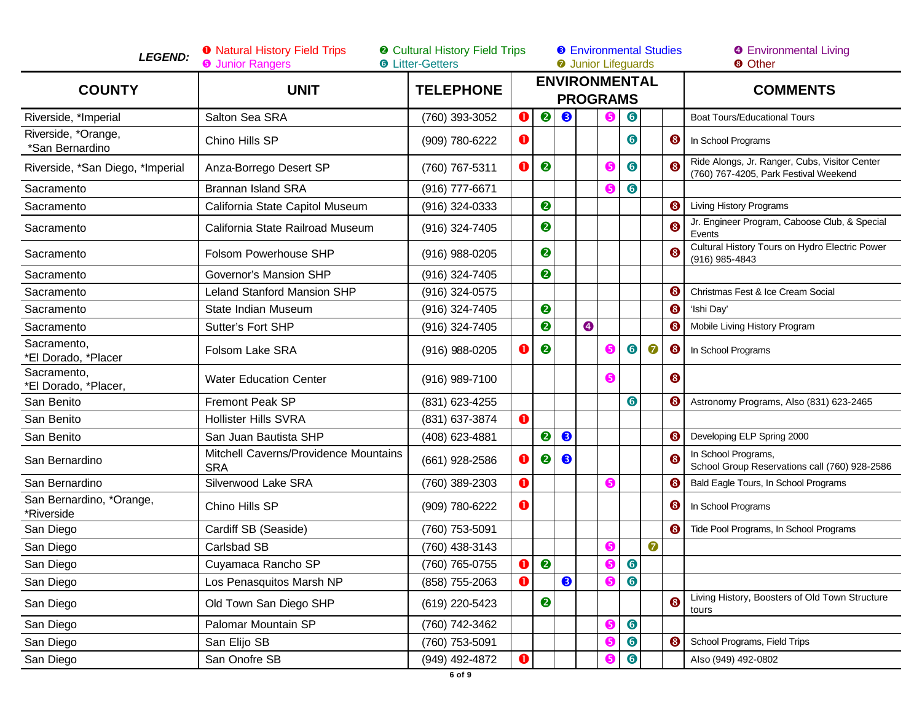**LEGEND:** ❶ Natural History Field Trips ❷ Cultural History Field Trips ❸ Environmental Studies ❹ Environmental Living ❺ Junior Rangers ❻ Litter-Getters ❼ Junior Lifeguards ❽ Other

| COUNTY | UNIT | TELEPHONE | ENVIRONMENTAL PROGRAMS | | | | | | | | COMMENTS |
|---|---|---|---|---|---|---|---|---|---|---|---|
| Riverside, *Imperial | Salton Sea SRA | (760) 393-3052 | ❶ | ❷ | ❸ | | ❺ | ❻ | | | Boat Tours/Educational Tours |
| Riverside, *Orange, *San Bernardino | Chino Hills SP | (909) 780-6222 | ❶ | | | | | ❻ | | ❽ | In School Programs |
| Riverside, *San Diego, *Imperial | Anza-Borrego Desert SP | (760) 767-5311 | ❶ | ❷ | | | ❺ | ❻ | | ❽ | Ride Alongs, Jr. Ranger, Cubs, Visitor Center (760) 767-4205, Park Festival Weekend |
| Sacramento | Brannan Island SRA | (916) 777-6671 | | | | | ❺ | ❻ | | | |
| Sacramento | California State Capitol Museum | (916) 324-0333 | | ❷ | | | | | | ❽ | Living History Programs |
| Sacramento | California State Railroad Museum | (916) 324-7405 | | ❷ | | | | | | ❽ | Jr. Engineer Program, Caboose Club, & Special Events |
| Sacramento | Folsom Powerhouse SHP | (916) 988-0205 | | ❷ | | | | | | ❽ | Cultural History Tours on Hydro Electric Power (916) 985-4843 |
| Sacramento | Governor's Mansion SHP | (916) 324-7405 | | ❷ | | | | | | | |
| Sacramento | Leland Stanford Mansion SHP | (916) 324-0575 | | | | | | | | ❽ | Christmas Fest & Ice Cream Social |
| Sacramento | State Indian Museum | (916) 324-7405 | | ❷ | | | | | | ❽ | 'Ishi Day' |
| Sacramento | Sutter's Fort SHP | (916) 324-7405 | | ❷ | | ❹ | | | | ❽ | Mobile Living History Program |
| Sacramento, *El Dorado, *Placer | Folsom Lake SRA | (916) 988-0205 | ❶ | ❷ | | | ❺ | ❻ | ❼ | ❽ | In School Programs |
| Sacramento, *El Dorado, *Placer, | Water Education Center | (916) 989-7100 | | | | | ❺ | | | ❽ | |
| San Benito | Fremont Peak SP | (831) 623-4255 | | | | | | ❻ | | ❽ | Astronomy Programs, Also (831) 623-2465 |
| San Benito | Hollister Hills SVRA | (831) 637-3874 | ❶ | | | | | | | | |
| San Benito | San Juan Bautista SHP | (408) 623-4881 | | ❷ | ❸ | | | | | ❽ | Developing ELP Spring 2000 |
| San Bernardino | Mitchell Caverns/Providence Mountains SRA | (661) 928-2586 | ❶ | ❷ | ❸ | | | | | ❽ | In School Programs, School Group Reservations call (760) 928-2586 |
| San Bernardino | Silverwood Lake SRA | (760) 389-2303 | ❶ | | | | ❺ | | | ❽ | Bald Eagle Tours, In School Programs |
| San Bernardino, *Orange, *Riverside | Chino Hills SP | (909) 780-6222 | ❶ | | | | | | | ❽ | In School Programs |
| San Diego | Cardiff SB (Seaside) | (760) 753-5091 | | | | | | | | ❽ | Tide Pool Programs, In School Programs |
| San Diego | Carlsbad SB | (760) 438-3143 | | | | | ❺ | | ❼ | | |
| San Diego | Cuyamaca Rancho SP | (760) 765-0755 | ❶ | ❷ | | | ❺ | ❻ | | | |
| San Diego | Los Penasquitos Marsh NP | (858) 755-2063 | ❶ | | ❸ | | ❺ | ❻ | | | |
| San Diego | Old Town San Diego SHP | (619) 220-5423 | | ❷ | | | | | | ❽ | Living History, Boosters of Old Town Structure tours |
| San Diego | Palomar Mountain SP | (760) 742-3462 | | | | | ❺ | ❻ | | | |
| San Diego | San Elijo SB | (760) 753-5091 | | | | | ❺ | ❻ | | ❽ | School Programs, Field Trips |
| San Diego | San Onofre SB | (949) 492-4872 | ❶ | | | | ❺ | ❻ | | | Also (949) 492-0802 |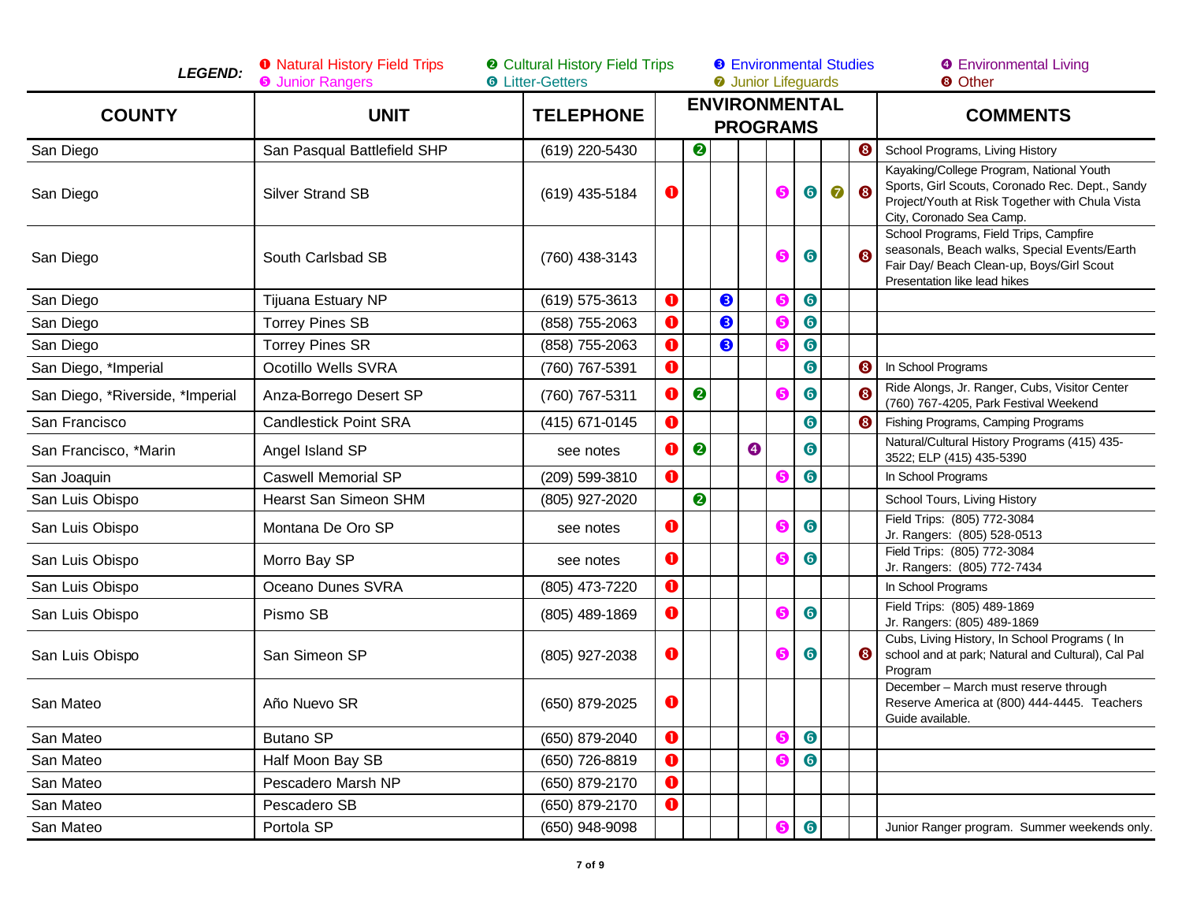**LEGEND:** ❶ Natural History Field Trips ❷ Cultural History Field Trips ❸ Environmental Studies ❹ Environmental Living ❺ Junior Rangers ❻ Litter-Getters ❼ Junior Lifeguards ❽ Other

| COUNTY | UNIT | TELEPHONE | ENVIRONMENTAL PROGRAMS | | | | | | | | COMMENTS |
|---|---|---|---|---|---|---|---|---|---|---|---|
| San Diego | San Pasqual Battlefield SHP | (619) 220-5430 | | ❷ | | | | | | ❽ | School Programs, Living History |
| San Diego | Silver Strand SB | (619) 435-5184 | ❶ | | | | ❺ | ❻ | ❼ | ❽ | Kayaking/College Program, National Youth Sports, Girl Scouts, Coronado Rec. Dept., Sandy Project/Youth at Risk Together with Chula Vista City, Coronado Sea Camp. |
| San Diego | South Carlsbad SB | (760) 438-3143 | | | | | ❺ | ❻ | | ❽ | School Programs, Field Trips, Campfire seasonals, Beach walks, Special Events/Earth Fair Day/ Beach Clean-up, Boys/Girl Scout Presentation like lead hikes |
| San Diego | Tijuana Estuary NP | (619) 575-3613 | ❶ | | ❸ | | ❺ | ❻ | | | |
| San Diego | Torrey Pines SB | (858) 755-2063 | ❶ | | ❸ | | ❺ | ❻ | | | |
| San Diego | Torrey Pines SR | (858) 755-2063 | ❶ | | ❸ | | ❺ | ❻ | | | |
| San Diego, *Imperial | Ocotillo Wells SVRA | (760) 767-5391 | ❶ | | | | | ❻ | | ❽ | In School Programs |
| San Diego, *Riverside, *Imperial | Anza-Borrego Desert SP | (760) 767-5311 | ❶ | ❷ | | | ❺ | ❻ | | ❽ | Ride Alongs, Jr. Ranger, Cubs, Visitor Center (760) 767-4205, Park Festival Weekend |
| San Francisco | Candlestick Point SRA | (415) 671-0145 | ❶ | | | | | ❻ | | ❽ | Fishing Programs, Camping Programs |
| San Francisco, *Marin | Angel Island SP | see notes | ❶ | ❷ | | ❹ | | ❻ | | | Natural/Cultural History Programs (415) 435-3522; ELP (415) 435-5390 |
| San Joaquin | Caswell Memorial SP | (209) 599-3810 | ❶ | | | | ❺ | ❻ | | | In School Programs |
| San Luis Obispo | Hearst San Simeon SHM | (805) 927-2020 | | ❷ | | | | | | | School Tours, Living History |
| San Luis Obispo | Montana De Oro SP | see notes | ❶ | | | | ❺ | ❻ | | | Field Trips: (805) 772-3084<br>Jr. Rangers: (805) 528-0513 |
| San Luis Obispo | Morro Bay SP | see notes | ❶ | | | | ❺ | ❻ | | | Field Trips: (805) 772-3084<br>Jr. Rangers: (805) 772-7434 |
| San Luis Obispo | Oceano Dunes SVRA | (805) 473-7220 | ❶ | | | | | | | | In School Programs |
| San Luis Obispo | Pismo SB | (805) 489-1869 | ❶ | | | | ❺ | ❻ | | | Field Trips: (805) 489-1869<br>Jr. Rangers: (805) 489-1869 |
| San Luis Obispo | San Simeon SP | (805) 927-2038 | ❶ | | | | ❺ | ❻ | | ❽ | Cubs, Living History, In School Programs ( In school and at park; Natural and Cultural), Cal Pal Program |
| San Mateo | Año Nuevo SR | (650) 879-2025 | ❶ | | | | | | | | December – March must reserve through Reserve America at (800) 444-4445. Teachers Guide available. |
| San Mateo | Butano SP | (650) 879-2040 | ❶ | | | | ❺ | ❻ | | | |
| San Mateo | Half Moon Bay SB | (650) 726-8819 | ❶ | | | | ❺ | ❻ | | | |
| San Mateo | Pescadero Marsh NP | (650) 879-2170 | ❶ | | | | | | | | |
| San Mateo | Pescadero SB | (650) 879-2170 | ❶ | | | | | | | | |
| San Mateo | Portola SP | (650) 948-9098 | | | | | ❺ | ❻ | | | Junior Ranger program. Summer weekends only. |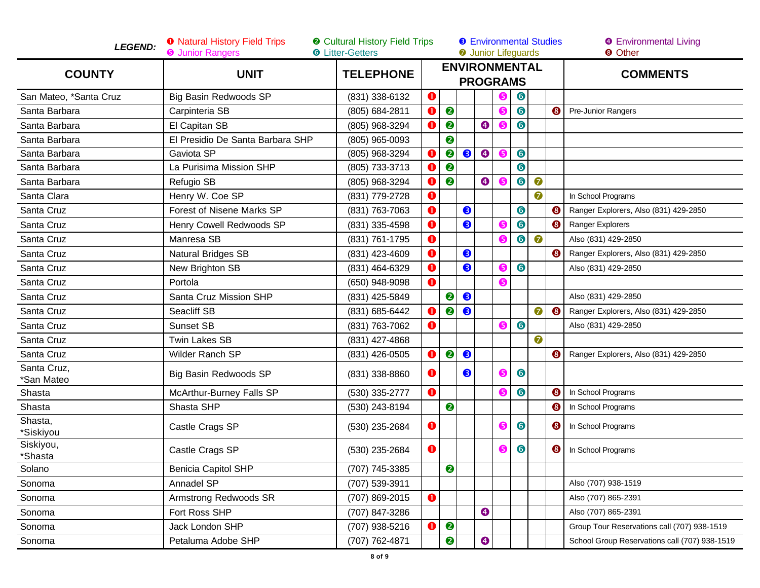**LEGEND:** ❶ Natural History Field Trips ❷ Cultural History Field Trips ❸ Environmental Studies ❹ Environmental Living ❺ Junior Rangers ❻ Litter-Getters ❼ Junior Lifeguards ❽ Other

| COUNTY | UNIT | TELEPHONE | ENVIRONMENTAL PROGRAMS | | | | | | | | COMMENTS |
|---|---|---|---|---|---|---|---|---|---|---|---|
| San Mateo, *Santa Cruz | Big Basin Redwoods SP | (831) 338-6132 | ❶ | | | | ❺ | ❻ | | | |
| Santa Barbara | Carpinteria SB | (805) 684-2811 | ❶ | ❷ | | | ❺ | ❻ | | ❽ | Pre-Junior Rangers |
| Santa Barbara | El Capitan SB | (805) 968-3294 | ❶ | ❷ | | ❹ | ❺ | ❻ | | | |
| Santa Barbara | El Presidio De Santa Barbara SHP | (805) 965-0093 | | ❷ | | | | | | | |
| Santa Barbara | Gaviota SP | (805) 968-3294 | ❶ | ❷ | ❸ | ❹ | ❺ | ❻ | | | |
| Santa Barbara | La Purisima Mission SHP | (805) 733-3713 | ❶ | ❷ | | | | ❻ | | | |
| Santa Barbara | Refugio SB | (805) 968-3294 | ❶ | ❷ | | ❹ | ❺ | ❻ | ❼ | | |
| Santa Clara | Henry W. Coe SP | (831) 779-2728 | ❶ | | | | | | ❼ | | In School Programs |
| Santa Cruz | Forest of Nisene Marks SP | (831) 763-7063 | ❶ | | ❸ | | | ❻ | | ❽ | Ranger Explorers, Also (831) 429-2850 |
| Santa Cruz | Henry Cowell Redwoods SP | (831) 335-4598 | ❶ | | ❸ | | ❺ | ❻ | | ❽ | Ranger Explorers |
| Santa Cruz | Manresa SB | (831) 761-1795 | ❶ | | | | ❺ | ❻ | ❼ | | Also (831) 429-2850 |
| Santa Cruz | Natural Bridges SB | (831) 423-4609 | ❶ | | ❸ | | | | | ❽ | Ranger Explorers, Also (831) 429-2850 |
| Santa Cruz | New Brighton SB | (831) 464-6329 | ❶ | | ❸ | | ❺ | ❻ | | | Also (831) 429-2850 |
| Santa Cruz | Portola | (650) 948-9098 | ❶ | | | | ❺ | | | | |
| Santa Cruz | Santa Cruz Mission SHP | (831) 425-5849 | | ❷ | ❸ | | | | | | Also (831) 429-2850 |
| Santa Cruz | Seacliff SB | (831) 685-6442 | ❶ | ❷ | ❸ | | | | ❼ | ❽ | Ranger Explorers, Also (831) 429-2850 |
| Santa Cruz | Sunset SB | (831) 763-7062 | ❶ | | | | ❺ | ❻ | | | Also (831) 429-2850 |
| Santa Cruz | Twin Lakes SB | (831) 427-4868 | | | | | | | ❼ | | |
| Santa Cruz | Wilder Ranch SP | (831) 426-0505 | ❶ | ❷ | ❸ | | | | | ❽ | Ranger Explorers, Also (831) 429-2850 |
| Santa Cruz, *San Mateo | Big Basin Redwoods SP | (831) 338-8860 | ❶ | | ❸ | | ❺ | ❻ | | | |
| Shasta | McArthur-Burney Falls SP | (530) 335-2777 | ❶ | | | | ❺ | ❻ | | ❽ | In School Programs |
| Shasta | Shasta SHP | (530) 243-8194 | | ❷ | | | | | | ❽ | In School Programs |
| Shasta, *Siskiyou | Castle Crags SP | (530) 235-2684 | ❶ | | | | ❺ | ❻ | | ❽ | In School Programs |
| Siskiyou, *Shasta | Castle Crags SP | (530) 235-2684 | ❶ | | | | ❺ | ❻ | | ❽ | In School Programs |
| Solano | Benicia Capitol SHP | (707) 745-3385 | | ❷ | | | | | | | |
| Sonoma | Annadel SP | (707) 539-3911 | | | | | | | | | Also (707) 938-1519 |
| Sonoma | Armstrong Redwoods SR | (707) 869-2015 | ❶ | | | | | | | | Also (707) 865-2391 |
| Sonoma | Fort Ross SHP | (707) 847-3286 | | | | ❹ | | | | | Also (707) 865-2391 |
| Sonoma | Jack London SHP | (707) 938-5216 | ❶ | ❷ | | | | | | | Group Tour Reservations call (707) 938-1519 |
| Sonoma | Petaluma Adobe SHP | (707) 762-4871 | | ❷ | | ❹ | | | | | School Group Reservations call (707) 938-1519 |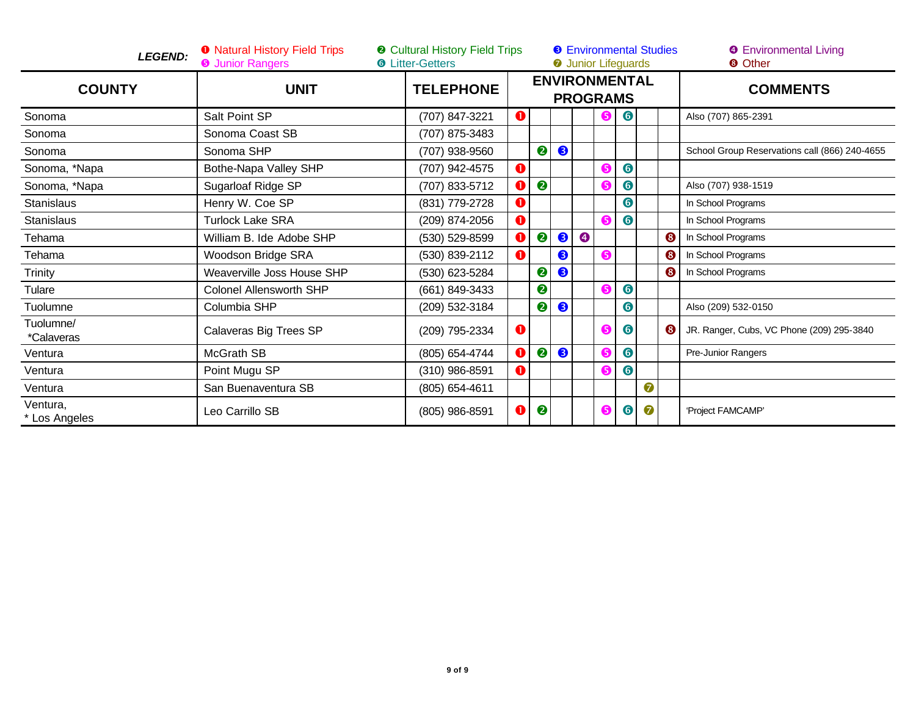**LEGEND:** ❶ Natural History Field Trips ❷ Cultural History Field Trips ❸ Environmental Studies ❹ Environmental Living ❺ Junior Rangers ❻ Litter-Getters ❼ Junior Lifeguards ❽ Other

| COUNTY | UNIT | TELEPHONE | ENVIRONMENTAL PROGRAMS | | | | | | | | COMMENTS |
|---|---|---|---|---|---|---|---|---|---|---|---|
| Sonoma | Salt Point SP | (707) 847-3221 | ❶ | | | | ❺ | ❻ | | | Also (707) 865-2391 |
| Sonoma | Sonoma Coast SB | (707) 875-3483 | | | | | | | | | |
| Sonoma | Sonoma SHP | (707) 938-9560 | | ❷ | ❸ | | | | | | School Group Reservations call (866) 240-4655 |
| Sonoma, *Napa | Bothe-Napa Valley SHP | (707) 942-4575 | ❶ | | | | ❺ | ❻ | | | |
| Sonoma, *Napa | Sugarloaf Ridge SP | (707) 833-5712 | ❶ | ❷ | | | ❺ | ❻ | | | Also (707) 938-1519 |
| Stanislaus | Henry W. Coe SP | (831) 779-2728 | ❶ | | | | | ❻ | | | In School Programs |
| Stanislaus | Turlock Lake SRA | (209) 874-2056 | ❶ | | | | ❺ | ❻ | | | In School Programs |
| Tehama | William B. Ide Adobe SHP | (530) 529-8599 | ❶ | ❷ | ❸ | ❹ | | | | ❽ | In School Programs |
| Tehama | Woodson Bridge SRA | (530) 839-2112 | ❶ | | ❸ | | ❺ | | | ❽ | In School Programs |
| Trinity | Weaverville Joss House SHP | (530) 623-5284 | | ❷ | ❸ | | | | | ❽ | In School Programs |
| Tulare | Colonel Allensworth SHP | (661) 849-3433 | | ❷ | | | ❺ | ❻ | | | |
| Tuolumne | Columbia SHP | (209) 532-3184 | | ❷ | ❸ | | | ❻ | | | Also (209) 532-0150 |
| Tuolumne/ *Calaveras | Calaveras Big Trees SP | (209) 795-2334 | ❶ | | | | ❺ | ❻ | | ❽ | JR. Ranger, Cubs, VC Phone (209) 295-3840 |
| Ventura | McGrath SB | (805) 654-4744 | ❶ | ❷ | ❸ | | ❺ | ❻ | | | Pre-Junior Rangers |
| Ventura | Point Mugu SP | (310) 986-8591 | ❶ | | | | ❺ | ❻ | | | |
| Ventura | San Buenaventura SB | (805) 654-4611 | | | | | | | ❼ | | |
| Ventura, * Los Angeles | Leo Carrillo SB | (805) 986-8591 | ❶ | ❷ | | | ❺ | ❻ | ❼ | | 'Project FAMCAMP' |